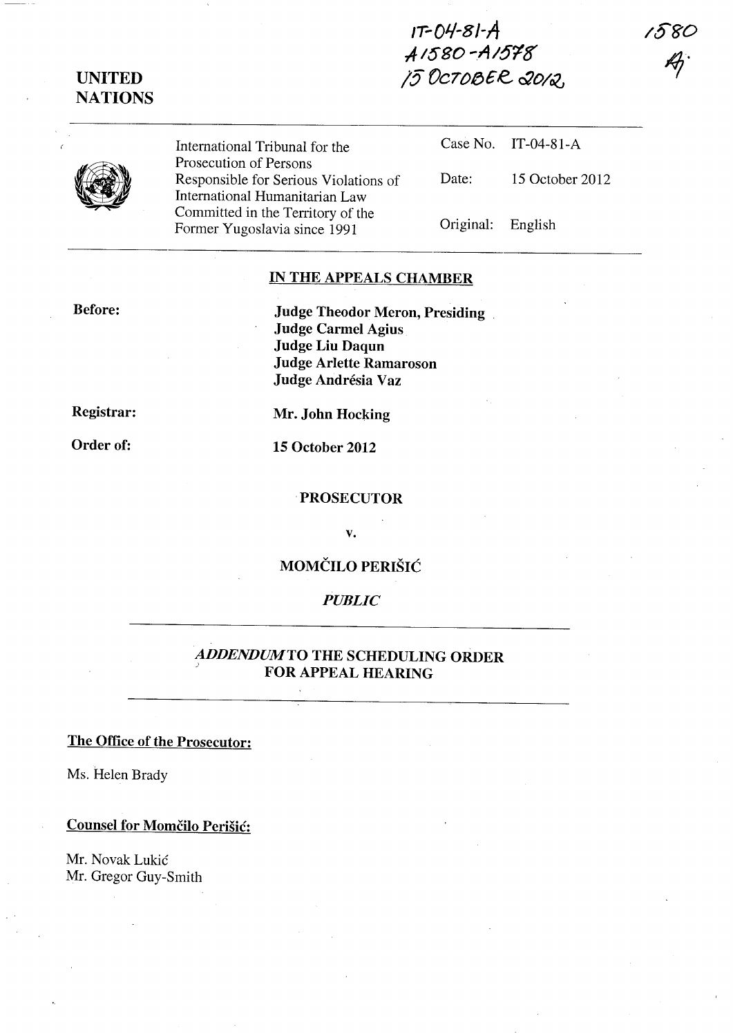IT-04-81-A
A1580-A1578
15 OCTOBER 2012

1580
A

UNITED NATIONS

| International Tribunal for the Prosecution of Persons Responsible for Serious Violations of International Humanitarian Law Committed in the Territory of the Former Yugoslavia since 1991 | Case No. | IT-04-81-A |
|---|---|---|
| | Date: | 15 October 2012 |
| | Original: | English |

## IN THE APPEALS CHAMBER

**Before:**

**Judge Theodor Meron, Presiding**
**Judge Carmel Agius**
**Judge Liu Daqun**
**Judge Arlette Ramaroson**
**Judge Andrésia Vaz**

**Registrar:** **Mr. John Hocking**

**Order of:** **15 October 2012**

**PROSECUTOR**

**v.**

**MOMČILO PERIŠIĆ**

***PUBLIC***

## *ADDENDUM* TO THE SCHEDULING ORDER FOR APPEAL HEARING

**The Office of the Prosecutor:**

Ms. Helen Brady

**Counsel for Momčilo Perišić:**

Mr. Novak Lukić
Mr. Gregor Guy-Smith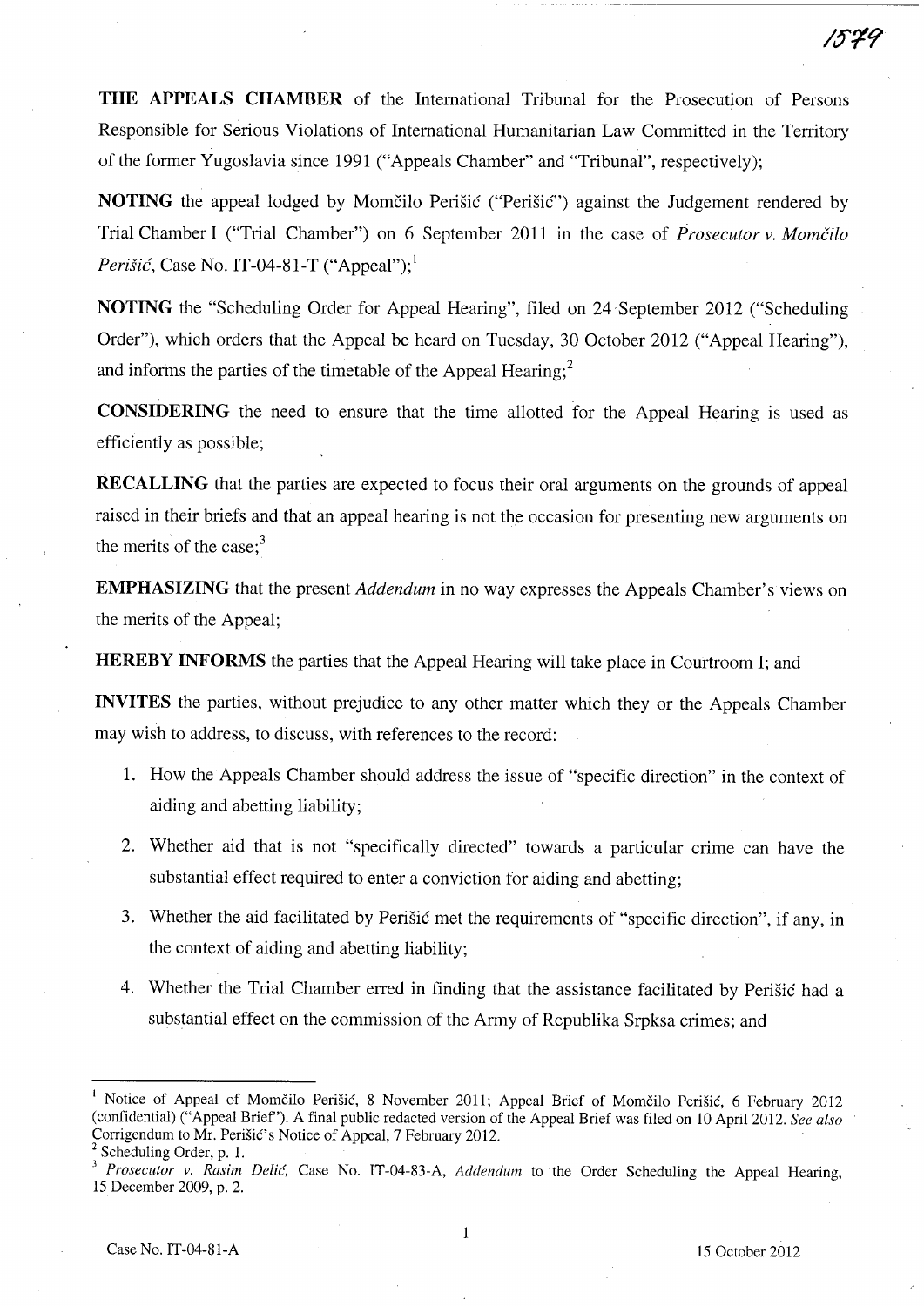**THE APPEALS CHAMBER** of the International Tribunal for the Prosecution of Persons Responsible for Serious Violations of International Humanitarian Law Committed in the Territory of the former Yugoslavia since 1991 ("Appeals Chamber" and "Tribunal", respectively);

**NOTING** the appeal lodged by Momčilo Perišić ("Perišić") against the Judgement rendered by Trial Chamber I ("Trial Chamber") on 6 September 2011 in the case of *Prosecutor v. Momčilo Perišić*, Case No. IT-04-81-T ("Appeal");[1]

**NOTING** the "Scheduling Order for Appeal Hearing", filed on 24 September 2012 ("Scheduling Order"), which orders that the Appeal be heard on Tuesday, 30 October 2012 ("Appeal Hearing"), and informs the parties of the timetable of the Appeal Hearing;[2]

**CONSIDERING** the need to ensure that the time allotted for the Appeal Hearing is used as efficiently as possible;

**RECALLING** that the parties are expected to focus their oral arguments on the grounds of appeal raised in their briefs and that an appeal hearing is not the occasion for presenting new arguments on the merits of the case;[3]

**EMPHASIZING** that the present *Addendum* in no way expresses the Appeals Chamber's views on the merits of the Appeal;

**HEREBY INFORMS** the parties that the Appeal Hearing will take place in Courtroom I; and

**INVITES** the parties, without prejudice to any other matter which they or the Appeals Chamber may wish to address, to discuss, with references to the record:

1. How the Appeals Chamber should address the issue of "specific direction" in the context of aiding and abetting liability;
2. Whether aid that is not "specifically directed" towards a particular crime can have the substantial effect required to enter a conviction for aiding and abetting;
3. Whether the aid facilitated by Perišić met the requirements of "specific direction", if any, in the context of aiding and abetting liability;
4. Whether the Trial Chamber erred in finding that the assistance facilitated by Perišić had a substantial effect on the commission of the Army of Republika Srpksa crimes; and

---

[1] Notice of Appeal of Momčilo Perišić, 8 November 2011; Appeal Brief of Momčilo Perišić, 6 February 2012 (confidential) ("Appeal Brief"). A final public redacted version of the Appeal Brief was filed on 10 April 2012. *See also* Corrigendum to Mr. Perišić's Notice of Appeal, 7 February 2012.

[2] Scheduling Order, p. 1.

[3] *Prosecutor v. Rasim Delić*, Case No. IT-04-83-A, *Addendum* to the Order Scheduling the Appeal Hearing, 15 December 2009, p. 2.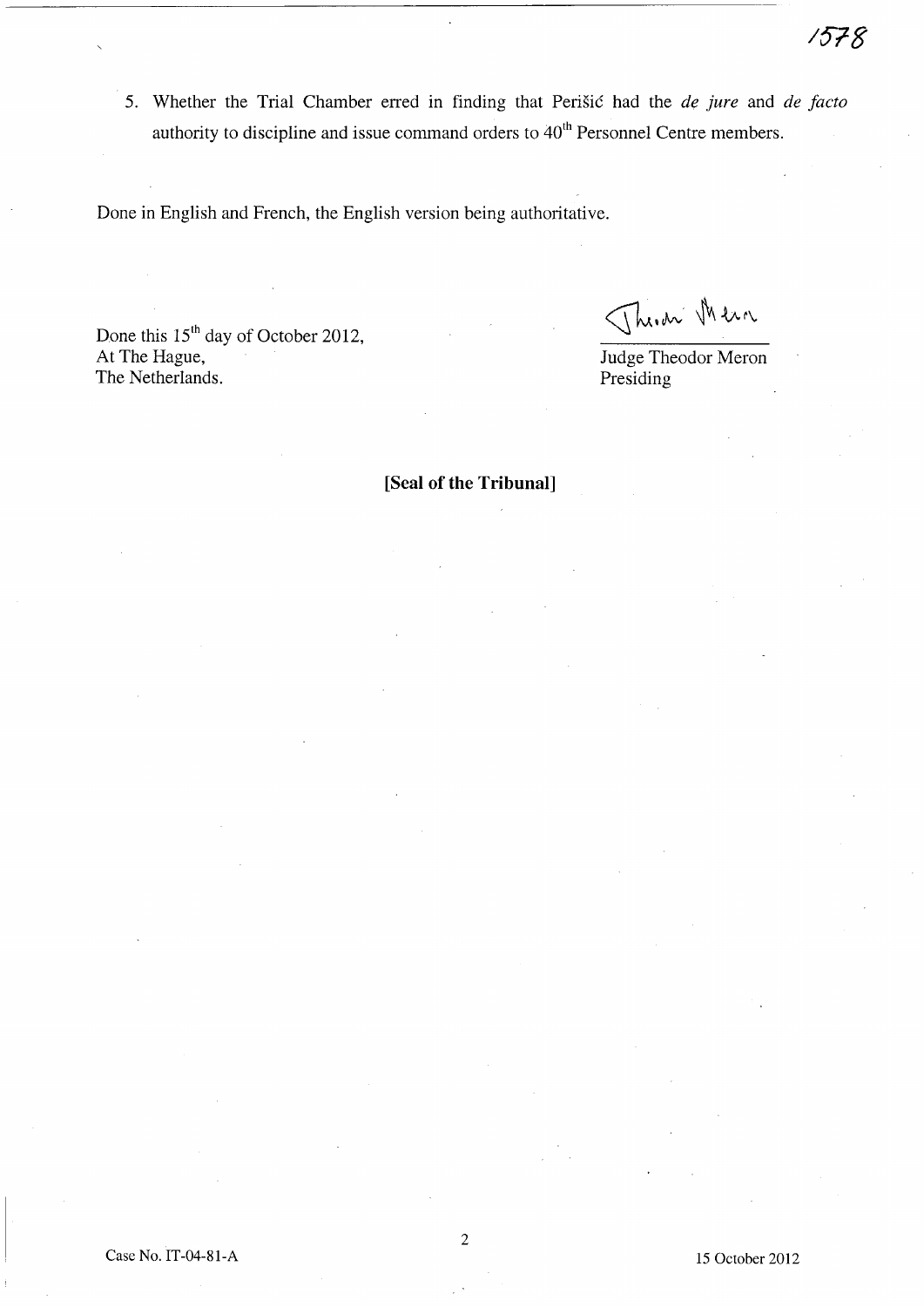5. Whether the Trial Chamber erred in finding that Perišić had the *de jure* and *de facto* authority to discipline and issue command orders to 40th Personnel Centre members.

Done in English and French, the English version being authoritative.

Done this 15th day of October 2012,
At The Hague,
The Netherlands.

Judge Theodor Meron
Presiding

**[Seal of the Tribunal]**